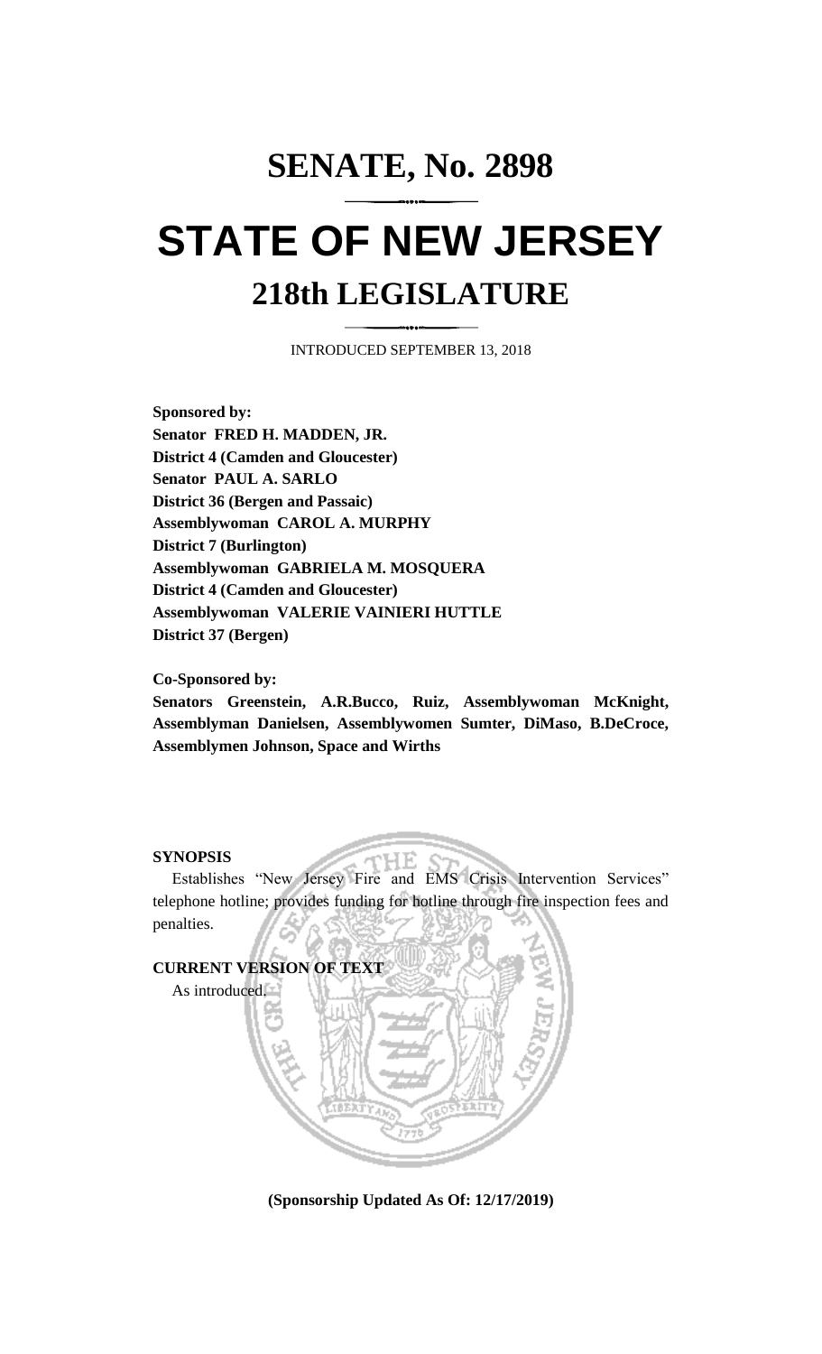# SENATE, No. 2898

# STATE OF NEW JERSEY

## 218th LEGISLATURE

INTRODUCED SEPTEMBER 13, 2018

**Sponsored by:**
**Senator FRED H. MADDEN, JR.**
**District 4 (Camden and Gloucester)**
**Senator PAUL A. SARLO**
**District 36 (Bergen and Passaic)**
**Assemblywoman CAROL A. MURPHY**
**District 7 (Burlington)**
**Assemblywoman GABRIELA M. MOSQUERA**
**District 4 (Camden and Gloucester)**
**Assemblywoman VALERIE VAINIERI HUTTLE**
**District 37 (Bergen)**

**Co-Sponsored by:**
**Senators Greenstein, A.R.Bucco, Ruiz, Assemblywoman McKnight, Assemblyman Danielsen, Assemblywomen Sumter, DiMaso, B.DeCroce, Assemblymen Johnson, Space and Wirths**

**SYNOPSIS**

Establishes "New Jersey Fire and EMS Crisis Intervention Services" telephone hotline; provides funding for hotline through fire inspection fees and penalties.

**CURRENT VERSION OF TEXT**

As introduced.

**(Sponsorship Updated As Of: 12/17/2019)**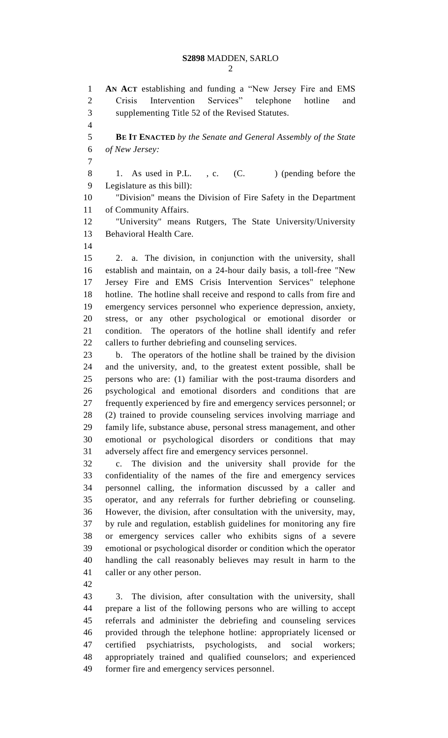**AN ACT** establishing and funding a "New Jersey Fire and EMS Crisis Intervention Services" telephone hotline and supplementing Title 52 of the Revised Statutes.

**BE IT ENACTED** *by the Senate and General Assembly of the State of New Jersey:*

1. As used in P.L. , c. (C. ) (pending before the Legislature as this bill):

"Division" means the Division of Fire Safety in the Department of Community Affairs.

"University" means Rutgers, The State University/University Behavioral Health Care.

2. a. The division, in conjunction with the university, shall establish and maintain, on a 24-hour daily basis, a toll-free "New Jersey Fire and EMS Crisis Intervention Services" telephone hotline. The hotline shall receive and respond to calls from fire and emergency services personnel who experience depression, anxiety, stress, or any other psychological or emotional disorder or condition. The operators of the hotline shall identify and refer callers to further debriefing and counseling services.

b. The operators of the hotline shall be trained by the division and the university, and, to the greatest extent possible, shall be persons who are: (1) familiar with the post-trauma disorders and psychological and emotional disorders and conditions that are frequently experienced by fire and emergency services personnel; or (2) trained to provide counseling services involving marriage and family life, substance abuse, personal stress management, and other emotional or psychological disorders or conditions that may adversely affect fire and emergency services personnel.

c. The division and the university shall provide for the confidentiality of the names of the fire and emergency services personnel calling, the information discussed by a caller and operator, and any referrals for further debriefing or counseling. However, the division, after consultation with the university, may, by rule and regulation, establish guidelines for monitoring any fire or emergency services caller who exhibits signs of a severe emotional or psychological disorder or condition which the operator handling the call reasonably believes may result in harm to the caller or any other person.

3. The division, after consultation with the university, shall prepare a list of the following persons who are willing to accept referrals and administer the debriefing and counseling services provided through the telephone hotline: appropriately licensed or certified psychiatrists, psychologists, and social workers; appropriately trained and qualified counselors; and experienced former fire and emergency services personnel.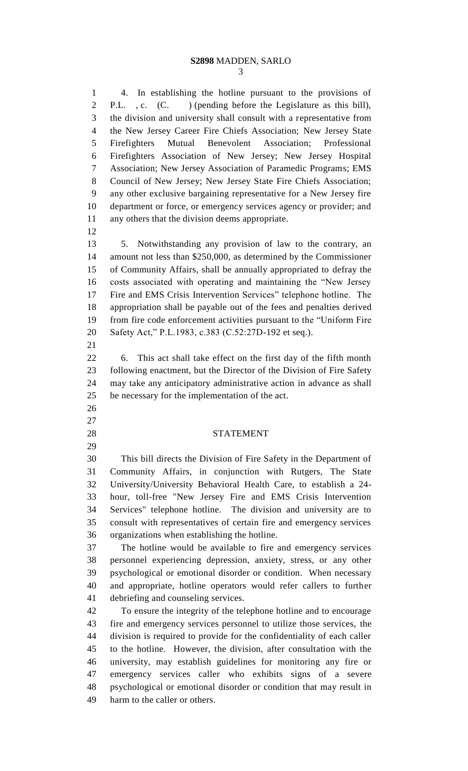4. In establishing the hotline pursuant to the provisions of P.L. , c. (C. ) (pending before the Legislature as this bill), the division and university shall consult with a representative from the New Jersey Career Fire Chiefs Association; New Jersey State Firefighters Mutual Benevolent Association; Professional Firefighters Association of New Jersey; New Jersey Hospital Association; New Jersey Association of Paramedic Programs; EMS Council of New Jersey; New Jersey State Fire Chiefs Association; any other exclusive bargaining representative for a New Jersey fire department or force, or emergency services agency or provider; and any others that the division deems appropriate.

5. Notwithstanding any provision of law to the contrary, an amount not less than $250,000, as determined by the Commissioner of Community Affairs, shall be annually appropriated to defray the costs associated with operating and maintaining the "New Jersey Fire and EMS Crisis Intervention Services" telephone hotline. The appropriation shall be payable out of the fees and penalties derived from fire code enforcement activities pursuant to the "Uniform Fire Safety Act," P.L.1983, c.383 (C.52:27D-192 et seq.).

6. This act shall take effect on the first day of the fifth month following enactment, but the Director of the Division of Fire Safety may take any anticipatory administrative action in advance as shall be necessary for the implementation of the act.

## STATEMENT

This bill directs the Division of Fire Safety in the Department of Community Affairs, in conjunction with Rutgers, The State University/University Behavioral Health Care, to establish a 24-hour, toll-free "New Jersey Fire and EMS Crisis Intervention Services" telephone hotline. The division and university are to consult with representatives of certain fire and emergency services organizations when establishing the hotline.

The hotline would be available to fire and emergency services personnel experiencing depression, anxiety, stress, or any other psychological or emotional disorder or condition. When necessary and appropriate, hotline operators would refer callers to further debriefing and counseling services.

To ensure the integrity of the telephone hotline and to encourage fire and emergency services personnel to utilize those services, the division is required to provide for the confidentiality of each caller to the hotline. However, the division, after consultation with the university, may establish guidelines for monitoring any fire or emergency services caller who exhibits signs of a severe psychological or emotional disorder or condition that may result in harm to the caller or others.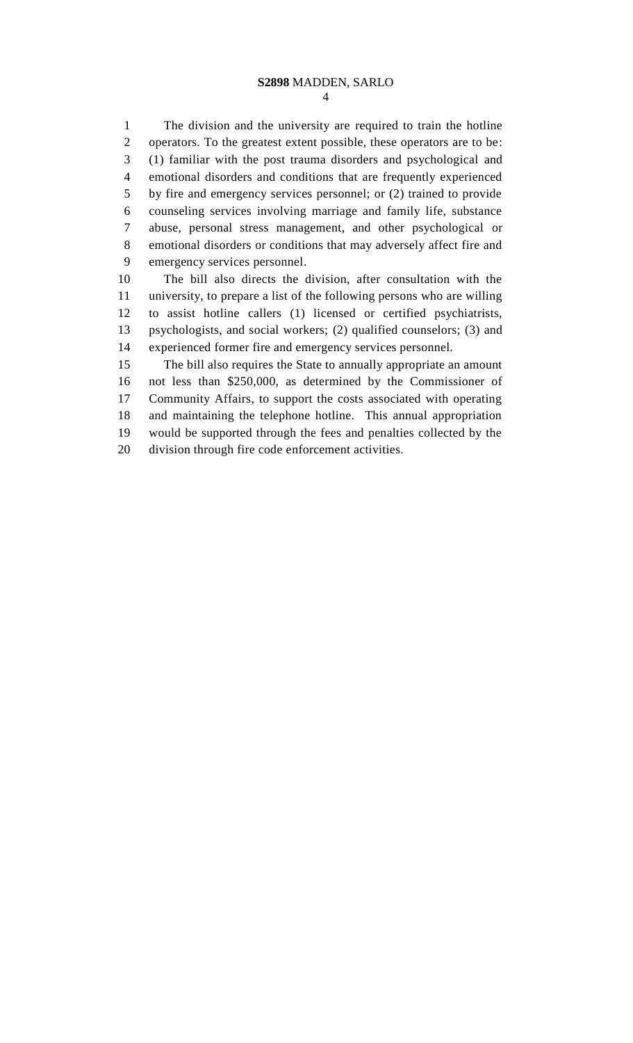The division and the university are required to train the hotline operators. To the greatest extent possible, these operators are to be: (1) familiar with the post trauma disorders and psychological and emotional disorders and conditions that are frequently experienced by fire and emergency services personnel; or (2) trained to provide counseling services involving marriage and family life, substance abuse, personal stress management, and other psychological or emotional disorders or conditions that may adversely affect fire and emergency services personnel.

The bill also directs the division, after consultation with the university, to prepare a list of the following persons who are willing to assist hotline callers (1) licensed or certified psychiatrists, psychologists, and social workers; (2) qualified counselors; (3) and experienced former fire and emergency services personnel.

The bill also requires the State to annually appropriate an amount not less than $250,000, as determined by the Commissioner of Community Affairs, to support the costs associated with operating and maintaining the telephone hotline. This annual appropriation would be supported through the fees and penalties collected by the division through fire code enforcement activities.